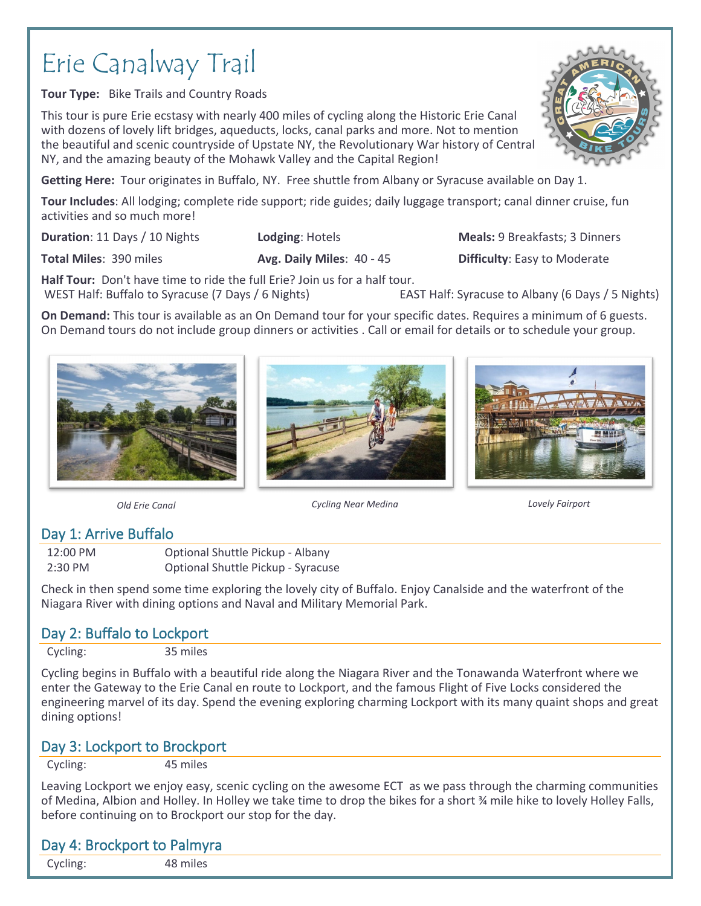# Erie Canalway Trail

**Tour Type:** Bike Trails and Country Roads

This tour is pure Erie ecstasy with nearly 400 miles of cycling along the Historic Erie Canal with dozens of lovely lift bridges, aqueducts, locks, canal parks and more. Not to mention the beautiful and scenic countryside of Upstate NY, the Revolutionary War history of Central NY, and the amazing beauty of the Mohawk Valley and the Capital Region!

**Getting Here:** Tour originates in Buffalo, NY. Free shuttle from Albany or Syracuse available on Day 1.

**Tour Includes**: All lodging; complete ride support; ride guides; daily luggage transport; canal dinner cruise, fun activities and so much more!

**Duration**: 11 Days / 10 Nights

**Lodging**: Hotels

**Meals:** 9 Breakfasts; 3 Dinners

**Total Miles**: 390 miles

**Avg. Daily Miles**: 40 - 45

**Difficulty**: Easy to Moderate

**Half Tour:** Don't have time to ride the full Erie? Join us for a half tour.
WEST Half: Buffalo to Syracuse (7 Days / 6 Nights)
EAST Half: Syracuse to Albany (6 Days / 5 Nights)

**On Demand:** This tour is available as an On Demand tour for your specific dates. Requires a minimum of 6 guests. On Demand tours do not include group dinners or activities . Call or email for details or to schedule your group.

*Old Erie Canal*

*Cycling Near Medina*

*Lovely Fairport*

## Day 1: Arrive Buffalo

| | |
|---|---|
| 12:00 PM | Optional Shuttle Pickup - Albany |
| 2:30 PM | Optional Shuttle Pickup - Syracuse |

Check in then spend some time exploring the lovely city of Buffalo. Enjoy Canalside and the waterfront of the Niagara River with dining options and Naval and Military Memorial Park.

## Day 2: Buffalo to Lockport

Cycling: 35 miles

Cycling begins in Buffalo with a beautiful ride along the Niagara River and the Tonawanda Waterfront where we enter the Gateway to the Erie Canal en route to Lockport, and the famous Flight of Five Locks considered the engineering marvel of its day. Spend the evening exploring charming Lockport with its many quaint shops and great dining options!

## Day 3: Lockport to Brockport

Cycling: 45 miles

Leaving Lockport we enjoy easy, scenic cycling on the awesome ECT as we pass through the charming communities of Medina, Albion and Holley. In Holley we take time to drop the bikes for a short ¾ mile hike to lovely Holley Falls, before continuing on to Brockport our stop for the day.

## Day 4: Brockport to Palmyra

Cycling: 48 miles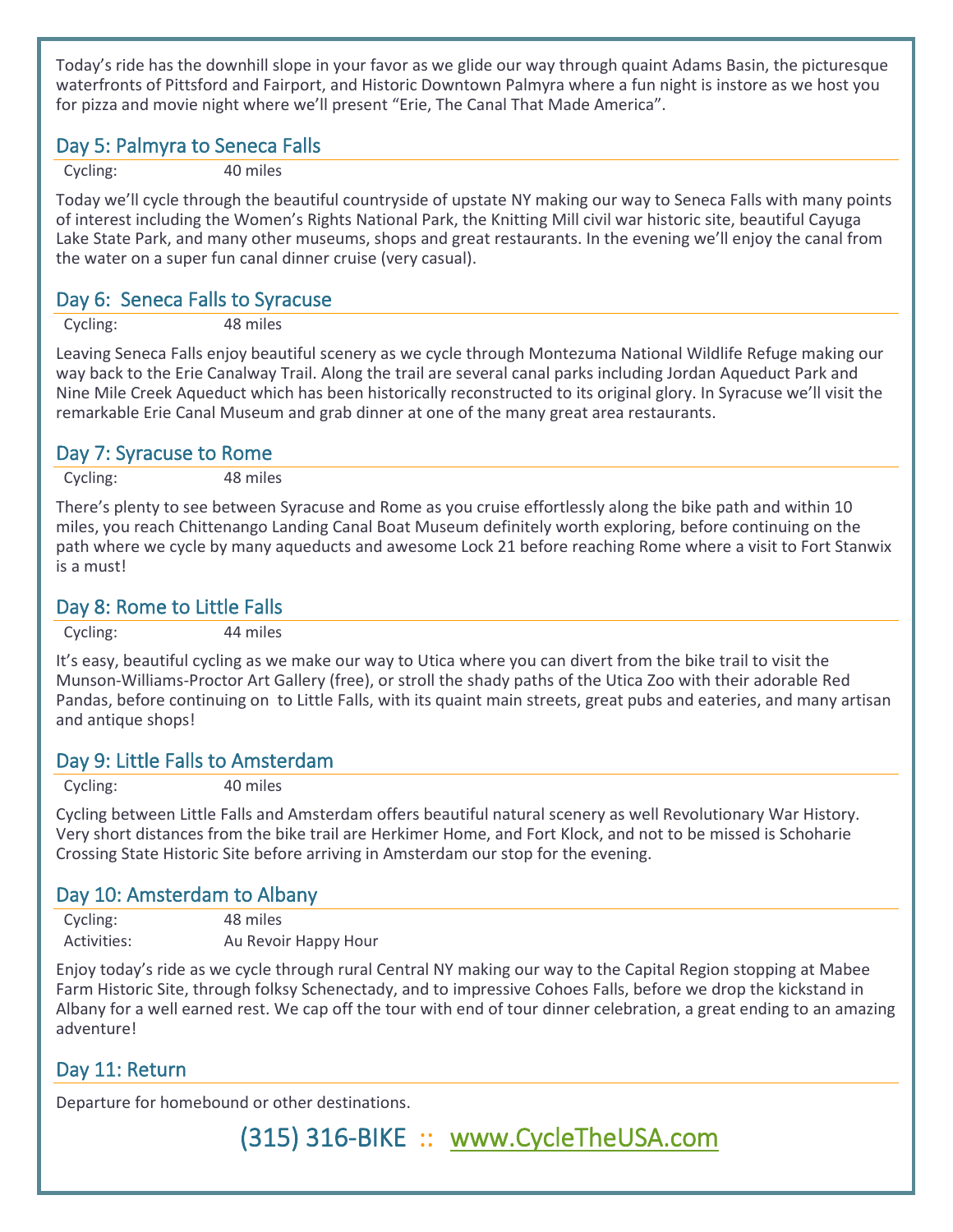Today's ride has the downhill slope in your favor as we glide our way through quaint Adams Basin, the picturesque waterfronts of Pittsford and Fairport, and Historic Downtown Palmyra where a fun night is instore as we host you for pizza and movie night where we'll present "Erie, The Canal That Made America".

## Day 5: Palmyra to Seneca Falls

| | |
|---|---|
| Cycling: | 40 miles |

Today we'll cycle through the beautiful countryside of upstate NY making our way to Seneca Falls with many points of interest including the Women's Rights National Park, the Knitting Mill civil war historic site, beautiful Cayuga Lake State Park, and many other museums, shops and great restaurants. In the evening we'll enjoy the canal from the water on a super fun canal dinner cruise (very casual).

## Day 6: Seneca Falls to Syracuse

| | |
|---|---|
| Cycling: | 48 miles |

Leaving Seneca Falls enjoy beautiful scenery as we cycle through Montezuma National Wildlife Refuge making our way back to the Erie Canalway Trail. Along the trail are several canal parks including Jordan Aqueduct Park and Nine Mile Creek Aqueduct which has been historically reconstructed to its original glory. In Syracuse we'll visit the remarkable Erie Canal Museum and grab dinner at one of the many great area restaurants.

## Day 7: Syracuse to Rome

| | |
|---|---|
| Cycling: | 48 miles |

There's plenty to see between Syracuse and Rome as you cruise effortlessly along the bike path and within 10 miles, you reach Chittenango Landing Canal Boat Museum definitely worth exploring, before continuing on the path where we cycle by many aqueducts and awesome Lock 21 before reaching Rome where a visit to Fort Stanwix is a must!

## Day 8: Rome to Little Falls

| | |
|---|---|
| Cycling: | 44 miles |

It's easy, beautiful cycling as we make our way to Utica where you can divert from the bike trail to visit the Munson-Williams-Proctor Art Gallery (free), or stroll the shady paths of the Utica Zoo with their adorable Red Pandas, before continuing on to Little Falls, with its quaint main streets, great pubs and eateries, and many artisan and antique shops!

## Day 9: Little Falls to Amsterdam

| | |
|---|---|
| Cycling: | 40 miles |

Cycling between Little Falls and Amsterdam offers beautiful natural scenery as well Revolutionary War History. Very short distances from the bike trail are Herkimer Home, and Fort Klock, and not to be missed is Schoharie Crossing State Historic Site before arriving in Amsterdam our stop for the evening.

## Day 10: Amsterdam to Albany

| | |
|---|---|
| Cycling: | 48 miles |
| Activities: | Au Revoir Happy Hour |

Enjoy today's ride as we cycle through rural Central NY making our way to the Capital Region stopping at Mabee Farm Historic Site, through folksy Schenectady, and to impressive Cohoes Falls, before we drop the kickstand in Albany for a well earned rest. We cap off the tour with end of tour dinner celebration, a great ending to an amazing adventure!

## Day 11: Return

Departure for homebound or other destinations.

(315) 316-BIKE :: www.CycleTheUSA.com